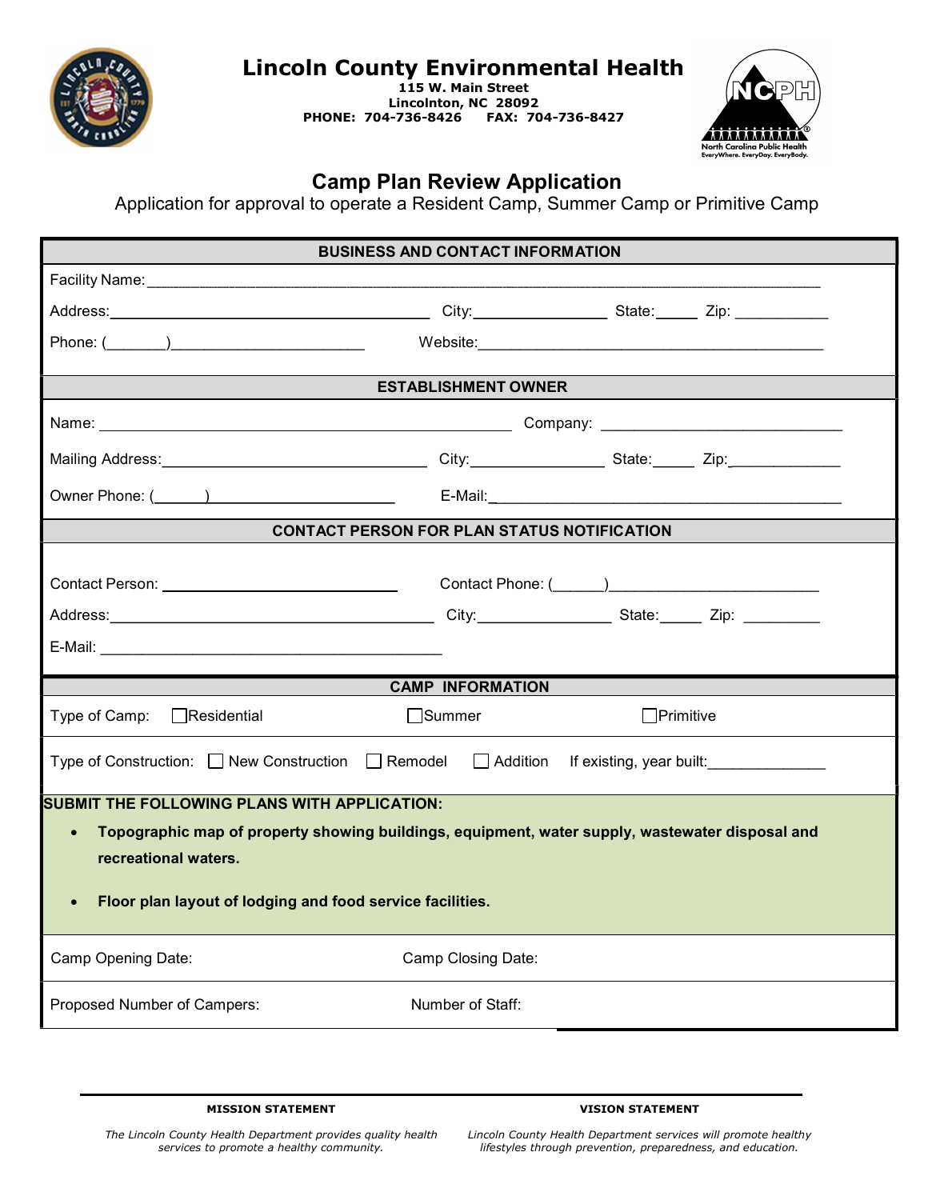# Lincoln County Environmental Health

**115 W. Main Street**
**Lincolnton, NC 28092**
**PHONE: 704-736-8426 FAX: 704-736-8427**

North Carolina Public Health
EveryWhere. EveryDay. EveryBody.

## Camp Plan Review Application

Application for approval to operate a Resident Camp, Summer Camp or Primitive Camp

### BUSINESS AND CONTACT INFORMATION

Facility Name: ________________________________________________

Address: ______________________ City: ____________ State: _____ Zip: __________

Phone: (_______)______________________ Website: ______________________________

### ESTABLISHMENT OWNER

Name: ______________________________ Company: ______________________________

Mailing Address: ______________________ City: ____________ State: _____ Zip: __________

Owner Phone: (______)______________________ E-Mail: ______________________________

### CONTACT PERSON FOR PLAN STATUS NOTIFICATION

Contact Person: ______________________ Contact Phone: (______)______________________

Address: ______________________ City: ____________ State: _____ Zip: __________

E-Mail: ______________________________

### CAMP INFORMATION

Type of Camp: ☐ Residential ☐ Summer ☐ Primitive

Type of Construction: ☐ New Construction ☐ Remodel ☐ Addition If existing, year built: ____________

**SUBMIT THE FOLLOWING PLANS WITH APPLICATION:**

- **Topographic map of property showing buildings, equipment, water supply, wastewater disposal and recreational waters.**
- **Floor plan layout of lodging and food service facilities.**

Camp Opening Date: Camp Closing Date:

Proposed Number of Campers: Number of Staff:

---

**MISSION STATEMENT**

*The Lincoln County Health Department provides quality health services to promote a healthy community.*

**VISION STATEMENT**

*Lincoln County Health Department services will promote healthy lifestyles through prevention, preparedness, and education.*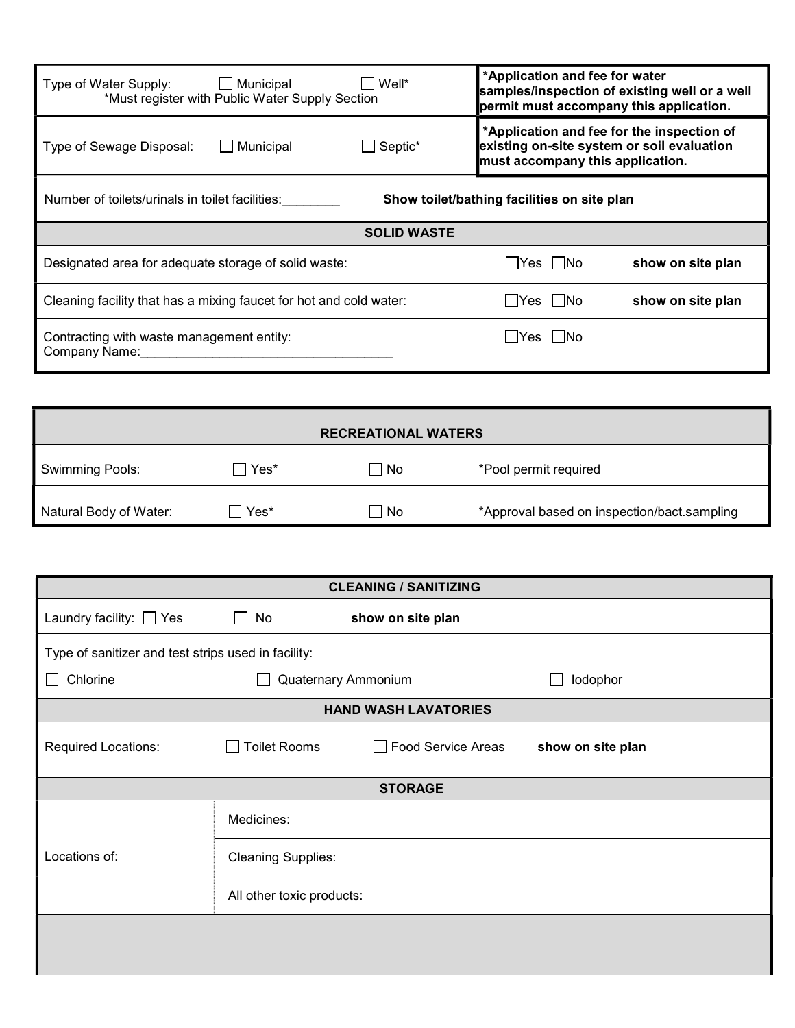| Type of Water Supply: ☐ Municipal ☐ Well* <br> *Must register with Public Water Supply Section | ***Application and fee for water samples/inspection of existing well or a well permit must accompany this application.** |
|---|---|
| Type of Sewage Disposal: ☐ Municipal ☐ Septic* | ***Application and fee for the inspection of existing on-site system or soil evaluation must accompany this application.** |
| Number of toilets/urinals in toilet facilities:________ | **Show toilet/bathing facilities on site plan** |

| SOLID WASTE | | |
|---|---|---|
| Designated area for adequate storage of solid waste: | ☐Yes ☐No | **show on site plan** |
| Cleaning facility that has a mixing faucet for hot and cold water: | ☐Yes ☐No | **show on site plan** |
| Contracting with waste management entity: <br> Company Name:___________________________________ | ☐Yes ☐No | |

| RECREATIONAL WATERS | | | |
|---|---|---|---|
| Swimming Pools: | ☐ Yes* | ☐ No | *Pool permit required |
| Natural Body of Water: | ☐ Yes* | ☐ No | *Approval based on inspection/bact.sampling |

| CLEANING / SANITIZING | | | |
|---|---|---|---|
| Laundry facility: ☐ Yes | ☐ No | **show on site plan** | |
| Type of sanitizer and test strips used in facility: | | | |
| ☐ Chlorine | ☐ Quaternary Ammonium | | ☐ Iodophor |
| **HAND WASH LAVATORIES** | | | |
| Required Locations: | ☐ Toilet Rooms | ☐ Food Service Areas | **show on site plan** |
| **STORAGE** | | | |
| Locations of: | Medicines: | | |
| | Cleaning Supplies: | | |
| | All other toxic products: | | |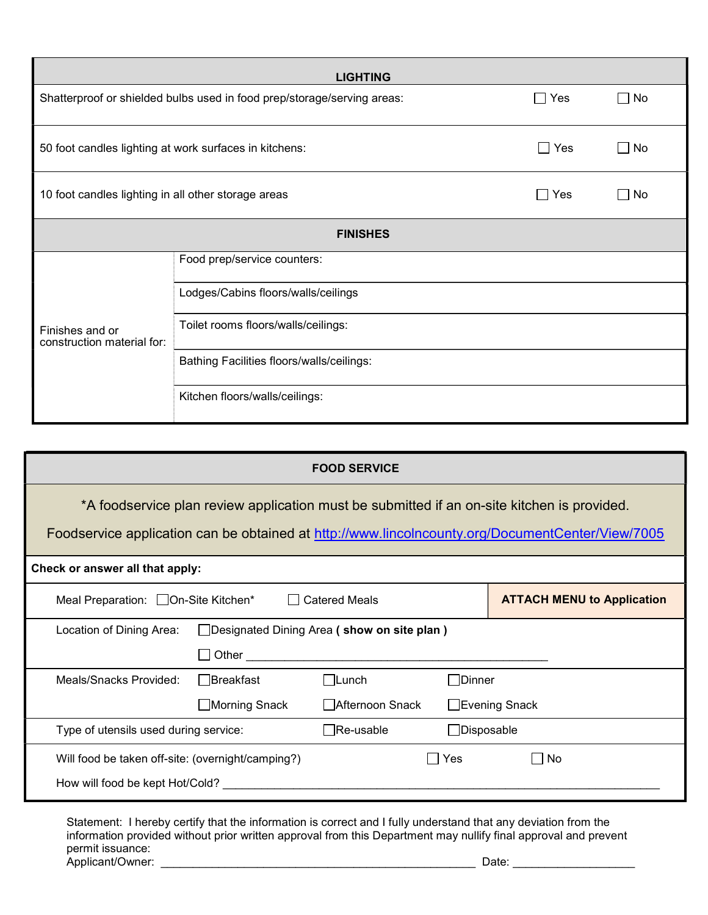| LIGHTING | | |
|---|---|---|
| Shatterproof or shielded bulbs used in food prep/storage/serving areas: | ☐ Yes | ☐ No |
| 50 foot candles lighting at work surfaces in kitchens: | ☐ Yes | ☐ No |
| 10 foot candles lighting in all other storage areas | ☐ Yes | ☐ No |

| FINISHES | |
|---|---|
| Finishes and or construction material for: | Food prep/service counters: |
| | Lodges/Cabins floors/walls/ceilings |
| | Toilet rooms floors/walls/ceilings: |
| | Bathing Facilities floors/walls/ceilings: |
| | Kitchen floors/walls/ceilings: |

## FOOD SERVICE

*A foodservice plan review application must be submitted if an on-site kitchen is provided.

Foodservice application can be obtained at http://www.lincolncounty.org/DocumentCenter/View/7005

**Check or answer all that apply:**

Meal Preparation: ☐ On-Site Kitchen* ☐ Catered Meals **ATTACH MENU to Application**

Location of Dining Area: ☐ Designated Dining Area **( show on site plan )**

☐ Other ________________________________________________

Meals/Snacks Provided: ☐ Breakfast ☐ Lunch ☐ Dinner

☐ Morning Snack ☐ Afternoon Snack ☐ Evening Snack

Type of utensils used during service: ☐ Re-usable ☐ Disposable

Will food be taken off-site: (overnight/camping?) ☐ Yes ☐ No

How will food be kept Hot/Cold? ______________________________________________________________________

Statement: I hereby certify that the information is correct and I fully understand that any deviation from the information provided without prior written approval from this Department may nullify final approval and prevent permit issuance:

Applicant/Owner: ____________________________________________________ Date: ____________________